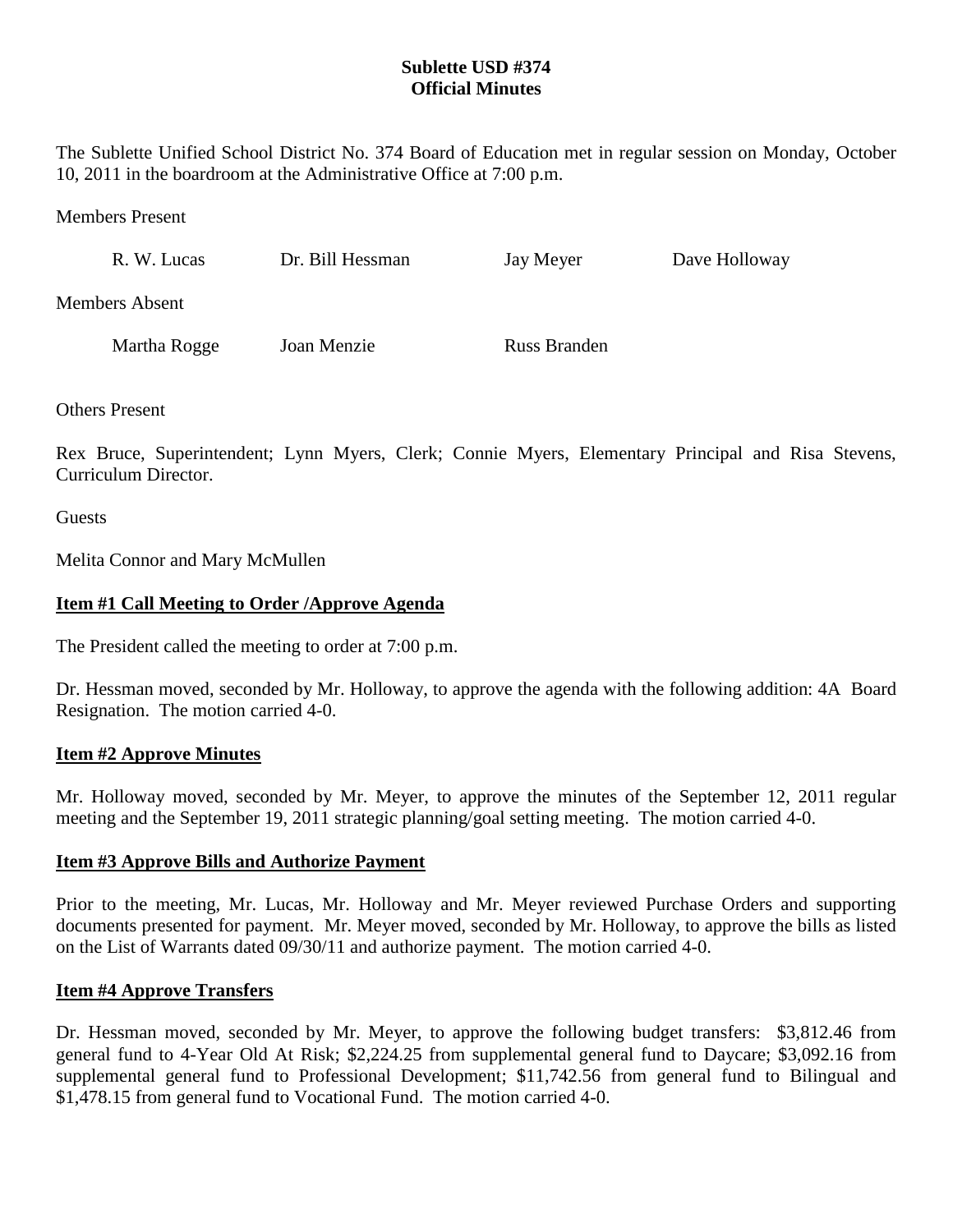# Sublette USD #374
# Official Minutes

The Sublette Unified School District No. 374 Board of Education met in regular session on Monday, October 10, 2011 in the boardroom at the Administrative Office at 7:00 p.m.

Members Present

| R. W. Lucas | Dr. Bill Hessman | Jay Meyer | Dave Holloway |
|---|---|---|---|

Members Absent

| Martha Rogge | Joan Menzie | Russ Branden |
|---|---|---|

Others Present

Rex Bruce, Superintendent; Lynn Myers, Clerk; Connie Myers, Elementary Principal and Risa Stevens, Curriculum Director.

Guests

Melita Connor and Mary McMullen

## Item #1 Call Meeting to Order /Approve Agenda

The President called the meeting to order at 7:00 p.m.

Dr. Hessman moved, seconded by Mr. Holloway, to approve the agenda with the following addition: 4A Board Resignation. The motion carried 4-0.

## Item #2 Approve Minutes

Mr. Holloway moved, seconded by Mr. Meyer, to approve the minutes of the September 12, 2011 regular meeting and the September 19, 2011 strategic planning/goal setting meeting. The motion carried 4-0.

## Item #3 Approve Bills and Authorize Payment

Prior to the meeting, Mr. Lucas, Mr. Holloway and Mr. Meyer reviewed Purchase Orders and supporting documents presented for payment. Mr. Meyer moved, seconded by Mr. Holloway, to approve the bills as listed on the List of Warrants dated 09/30/11 and authorize payment. The motion carried 4-0.

## Item #4 Approve Transfers

Dr. Hessman moved, seconded by Mr. Meyer, to approve the following budget transfers: $3,812.46 from general fund to 4-Year Old At Risk; $2,224.25 from supplemental general fund to Daycare; $3,092.16 from supplemental general fund to Professional Development; $11,742.56 from general fund to Bilingual and $1,478.15 from general fund to Vocational Fund. The motion carried 4-0.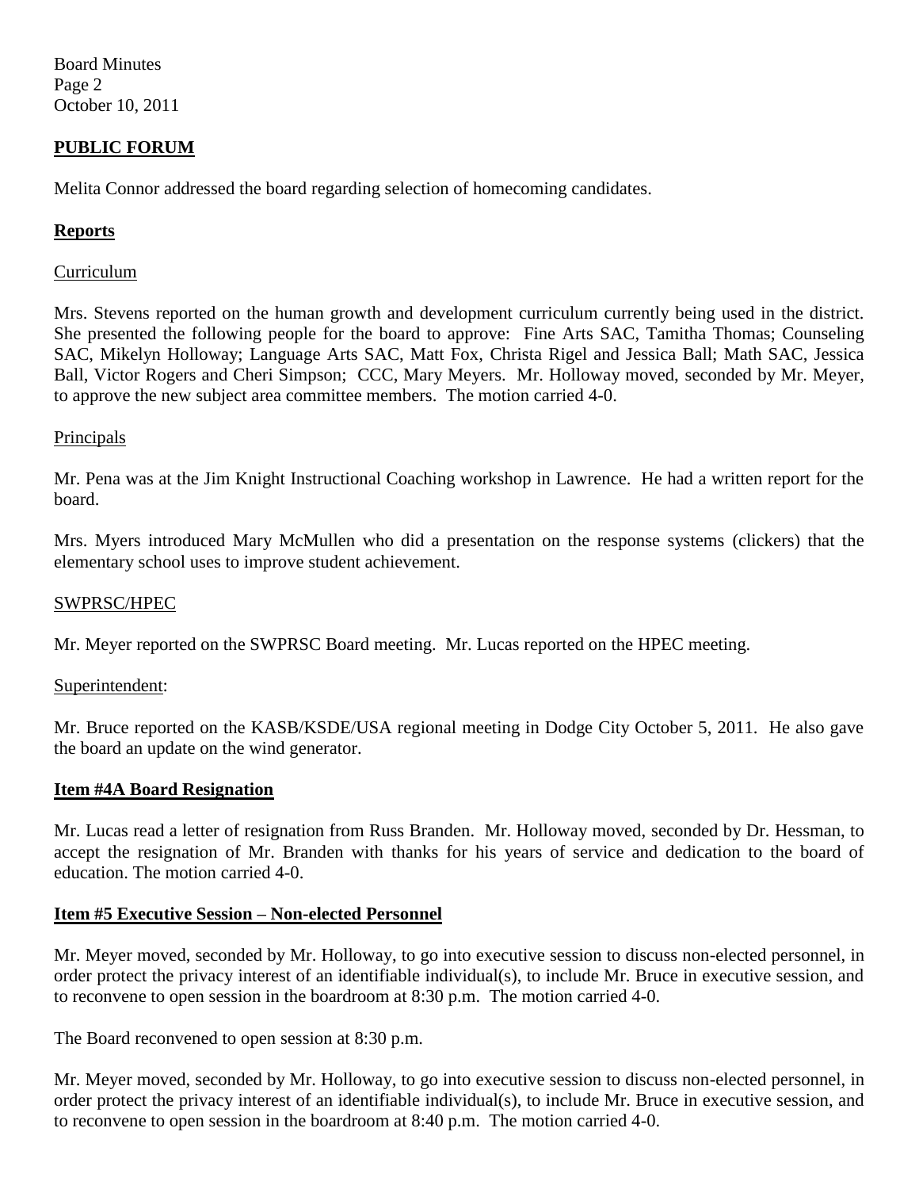## PUBLIC FORUM

Melita Connor addressed the board regarding selection of homecoming candidates.

## Reports

Curriculum

Mrs. Stevens reported on the human growth and development curriculum currently being used in the district. She presented the following people for the board to approve: Fine Arts SAC, Tamitha Thomas; Counseling SAC, Mikelyn Holloway; Language Arts SAC, Matt Fox, Christa Rigel and Jessica Ball; Math SAC, Jessica Ball, Victor Rogers and Cheri Simpson; CCC, Mary Meyers. Mr. Holloway moved, seconded by Mr. Meyer, to approve the new subject area committee members. The motion carried 4-0.

Principals

Mr. Pena was at the Jim Knight Instructional Coaching workshop in Lawrence. He had a written report for the board.

Mrs. Myers introduced Mary McMullen who did a presentation on the response systems (clickers) that the elementary school uses to improve student achievement.

SWPRSC/HPEC

Mr. Meyer reported on the SWPRSC Board meeting. Mr. Lucas reported on the HPEC meeting.

Superintendent:

Mr. Bruce reported on the KASB/KSDE/USA regional meeting in Dodge City October 5, 2011. He also gave the board an update on the wind generator.

## Item #4A Board Resignation

Mr. Lucas read a letter of resignation from Russ Branden. Mr. Holloway moved, seconded by Dr. Hessman, to accept the resignation of Mr. Branden with thanks for his years of service and dedication to the board of education. The motion carried 4-0.

## Item #5 Executive Session – Non-elected Personnel

Mr. Meyer moved, seconded by Mr. Holloway, to go into executive session to discuss non-elected personnel, in order protect the privacy interest of an identifiable individual(s), to include Mr. Bruce in executive session, and to reconvene to open session in the boardroom at 8:30 p.m. The motion carried 4-0.

The Board reconvened to open session at 8:30 p.m.

Mr. Meyer moved, seconded by Mr. Holloway, to go into executive session to discuss non-elected personnel, in order protect the privacy interest of an identifiable individual(s), to include Mr. Bruce in executive session, and to reconvene to open session in the boardroom at 8:40 p.m. The motion carried 4-0.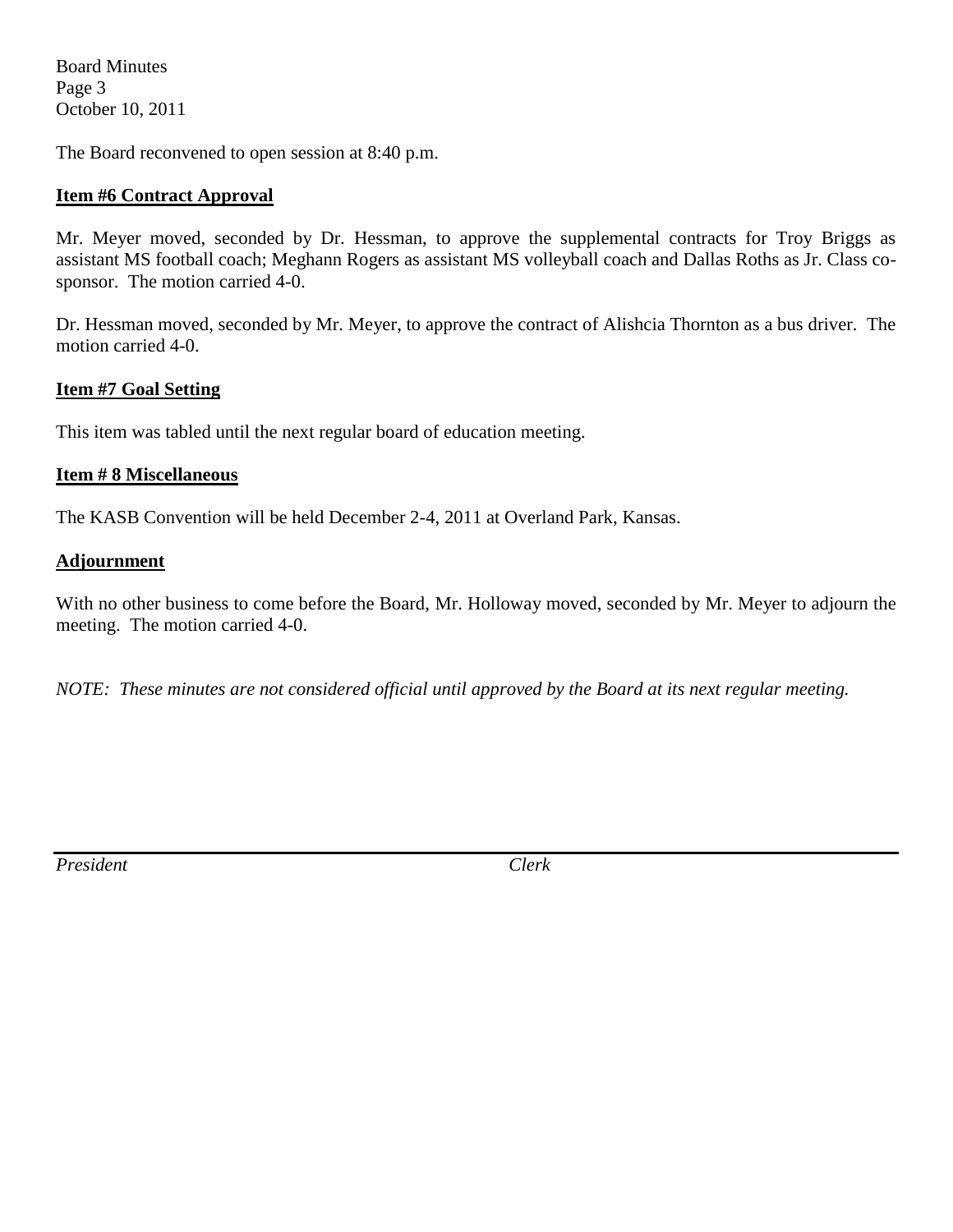The Board reconvened to open session at 8:40 p.m.

**Item #6 Contract Approval**

Mr. Meyer moved, seconded by Dr. Hessman, to approve the supplemental contracts for Troy Briggs as assistant MS football coach; Meghann Rogers as assistant MS volleyball coach and Dallas Roths as Jr. Class co-sponsor. The motion carried 4-0.

Dr. Hessman moved, seconded by Mr. Meyer, to approve the contract of Alishcia Thornton as a bus driver. The motion carried 4-0.

**Item #7 Goal Setting**

This item was tabled until the next regular board of education meeting.

**Item # 8 Miscellaneous**

The KASB Convention will be held December 2-4, 2011 at Overland Park, Kansas.

**Adjournment**

With no other business to come before the Board, Mr. Holloway moved, seconded by Mr. Meyer to adjourn the meeting. The motion carried 4-0.

*NOTE: These minutes are not considered official until approved by the Board at its next regular meeting.*

*President* *Clerk*